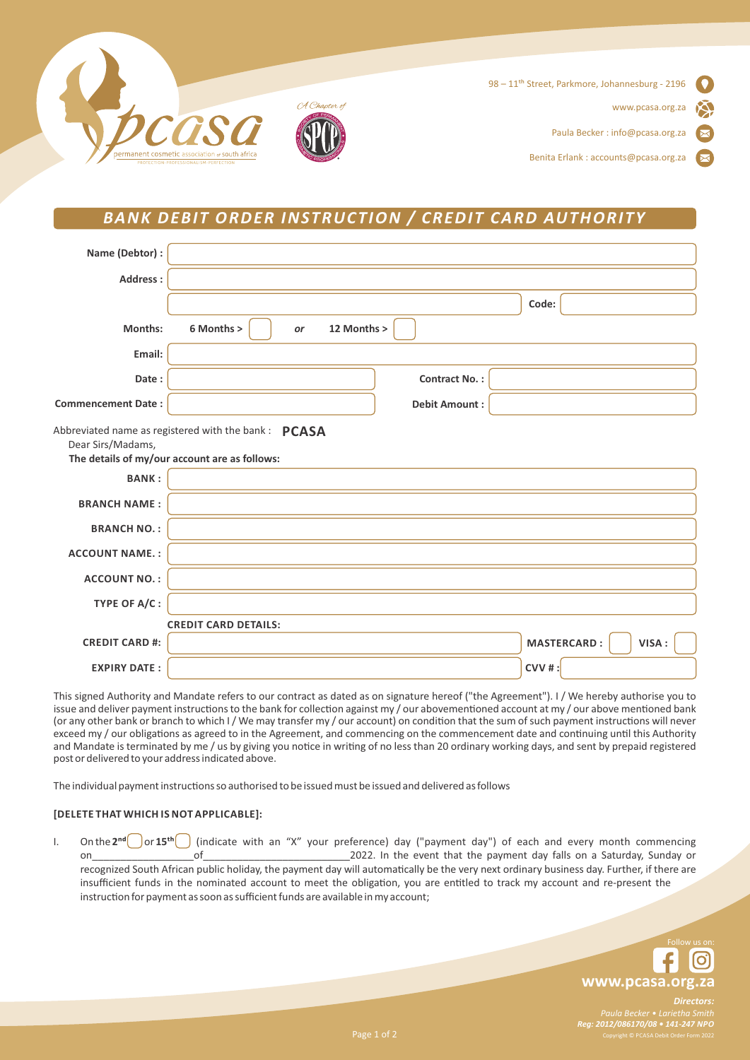98 – 11th Street, Parkmore, Johannesburg - 2196

www.pcasa.org.za

Paula Becker : info@pcasa.org.za

Benita Erlank : accounts@pcasa.org.za

pcasa permanent cosmetic association of south africa
PROTECTION · PROFESSIONALISM · PERFECTION

A Chapter of SPCP

# BANK DEBIT ORDER INSTRUCTION / CREDIT CARD AUTHORITY

| | | | |
|---|---|---|---|
| **Name (Debtor) :** | | | |
| **Address :** | | | |
| | | **Code:** | |
| **Months:** | **6 Months >** ☐ *or* **12 Months >** ☐ | | |
| **Email:** | | | |
| **Date :** | | **Contract No. :** | |
| **Commencement Date :** | | **Debit Amount :** | |

Abbreviated name as registered with the bank : **PCASA**

Dear Sirs/Madams,

**The details of my/our account are as follows:**

| | |
|---|---|
| **BANK :** | |
| **BRANCH NAME :** | |
| **BRANCH NO. :** | |
| **ACCOUNT NAME. :** | |
| **ACCOUNT NO. :** | |
| **TYPE OF A/C :** | |

**CREDIT CARD DETAILS:**

| | | | |
|---|---|---|---|
| **CREDIT CARD #:** | | **MASTERCARD :** ☐ | **VISA :** ☐ |
| **EXPIRY DATE :** | | **CVV # :** | |

This signed Authority and Mandate refers to our contract as dated as on signature hereof ("the Agreement"). I / We hereby authorise you to issue and deliver payment instructions to the bank for collection against my / our abovementioned account at my / our above mentioned bank (or any other bank or branch to which I / We may transfer my / our account) on condition that the sum of such payment instructions will never exceed my / our obligations as agreed to in the Agreement, and commencing on the commencement date and continuing until this Authority and Mandate is terminated by me / us by giving you notice in writing of no less than 20 ordinary working days, and sent by prepaid registered post or delivered to your address indicated above.

The individual payment instructions so authorised to be issued must be issued and delivered as follows

**[DELETE THAT WHICH IS NOT APPLICABLE]:**

I. On the **2nd** ☐ or **15th** ☐ (indicate with an "X" your preference) day ("payment day") of each and every month commencing on__________________of__________________________2022. In the event that the payment day falls on a Saturday, Sunday or recognized South African public holiday, the payment day will automatically be the very next ordinary business day. Further, if there are insufficient funds in the nominated account to meet the obligation, you are entitled to track my account and re-present the instruction for payment as soon as sufficient funds are available in my account;

Follow us on:
www.pcasa.org.za

*Directors:*
*Paula Becker • Larietha Smith*
***Reg: 2012/086170/08 • 141-247 NPO***
Copyright © PCASA Debit Order Form 2022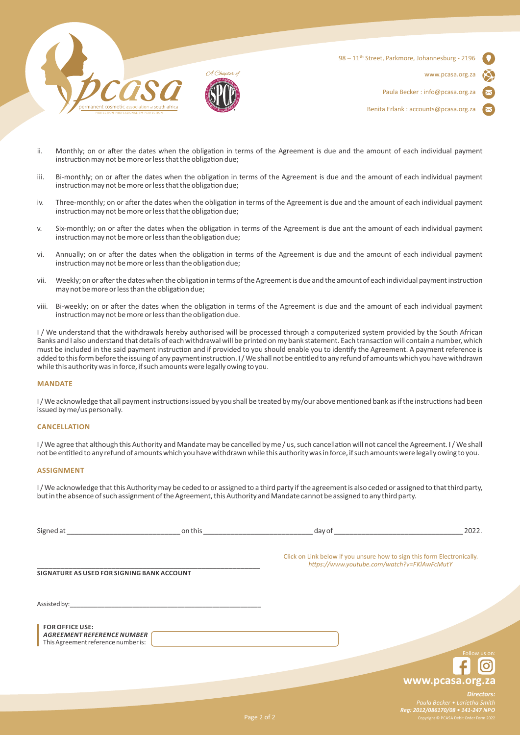98 – 11th Street, Parkmore, Johannesburg - 2196

www.pcasa.org.za

Paula Becker : info@pcasa.org.za

Benita Erlank : accounts@pcasa.org.za

ii. Monthly; on or after the dates when the obligation in terms of the Agreement is due and the amount of each individual payment instruction may not be more or less that the obligation due;

iii. Bi-monthly; on or after the dates when the obligation in terms of the Agreement is due and the amount of each individual payment instruction may not be more or less that the obligation due;

iv. Three-monthly; on or after the dates when the obligation in terms of the Agreement is due and the amount of each individual payment instruction may not be more or less that the obligation due;

v. Six-monthly; on or after the dates when the obligation in terms of the Agreement is due ant the amount of each individual payment instruction may not be more or less than the obligation due;

vi. Annually; on or after the dates when the obligation in terms of the Agreement is due and the amount of each individual payment instruction may not be more or less than the obligation due;

vii. Weekly; on or after the dates when the obligation in terms of the Agreement is due and the amount of each individual payment instruction may not be more or less than the obligation due;

viii. Bi-weekly; on or after the dates when the obligation in terms of the Agreement is due and the amount of each individual payment instruction may not be more or less than the obligation due.

I / We understand that the withdrawals hereby authorised will be processed through a computerized system provided by the South African Banks and I also understand that details of each withdrawal will be printed on my bank statement. Each transaction will contain a number, which must be included in the said payment instruction and if provided to you should enable you to identify the Agreement. A payment reference is added to this form before the issuing of any payment instruction. I / We shall not be entitled to any refund of amounts which you have withdrawn while this authority was in force, if such amounts were legally owing to you.

## MANDATE

I / We acknowledge that all payment instructions issued by you shall be treated by my/our above mentioned bank as if the instructions had been issued by me/us personally.

## CANCELLATION

I / We agree that although this Authority and Mandate may be cancelled by me / us, such cancellation will not cancel the Agreement. I / We shall not be entitled to any refund of amounts which you have withdrawn while this authority was in force, if such amounts were legally owing to you.

## ASSIGNMENT

I / We acknowledge that this Authority may be ceded to or assigned to a third party if the agreement is also ceded or assigned to that third party, but in the absence of such assignment of the Agreement, this Authority and Mandate cannot be assigned to any third party.

Signed at ____________________________ on this ____________________________ day of ________________________________ 2022.

_______________________________________________

**SIGNATURE AS USED FOR SIGNING BANK ACCOUNT**

Click on Link below if you unsure how to sign this form Electronically.
*https://www.youtube.com/watch?v=FKlAwFcMutY*

Assisted by:_______________________________________________

**FOR OFFICE USE:**
***AGREEMENT REFERENCE NUMBER***
This Agreement reference number is:

Follow us on:

**www.pcasa.org.za**

***Directors:***
*Paula Becker • Larietha Smith*
***Reg: 2012/086170/08 • 141-247 NPO***

Copyright © PCASA Debit Order Form 2022